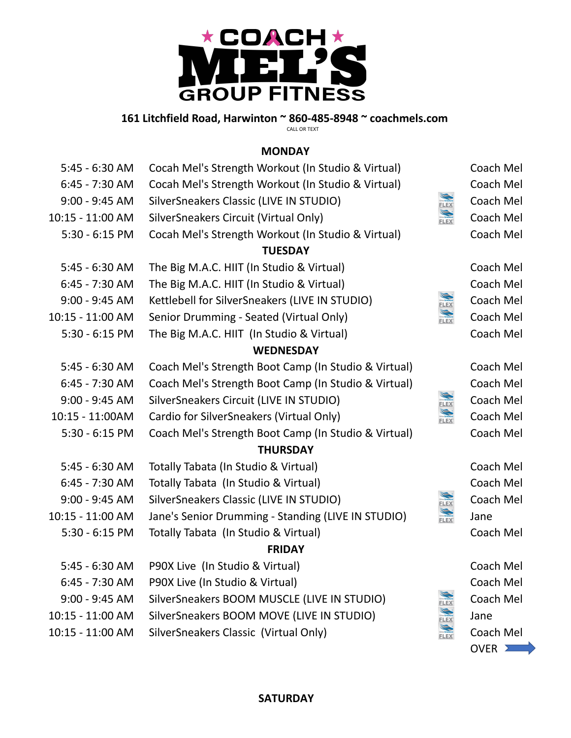# COACH MEL'S GROUP FITNESS

**161 Litchfield Road, Harwinton ~ 860-485-8948 ~ coachmels.com**

CALL OR TEXT

## MONDAY

| Time | Class | | Instructor |
|---|---|---|---|
| 5:45 - 6:30 AM | Cocah Mel's Strength Workout (In Studio & Virtual) | | Coach Mel |
| 6:45 - 7:30 AM | Cocah Mel's Strength Workout (In Studio & Virtual) | | Coach Mel |
| 9:00 - 9:45 AM | SilverSneakers Classic (LIVE IN STUDIO) | FLEX | Coach Mel |
| 10:15 - 11:00 AM | SilverSneakers Circuit (Virtual Only) | FLEX | Coach Mel |
| 5:30 - 6:15 PM | Cocah Mel's Strength Workout (In Studio & Virtual) | | Coach Mel |

## TUESDAY

| Time | Class | | Instructor |
|---|---|---|---|
| 5:45 - 6:30 AM | The Big M.A.C. HIIT (In Studio & Virtual) | | Coach Mel |
| 6:45 - 7:30 AM | The Big M.A.C. HIIT (In Studio & Virtual) | | Coach Mel |
| 9:00 - 9:45 AM | Kettlebell for SilverSneakers (LIVE IN STUDIO) | FLEX | Coach Mel |
| 10:15 - 11:00 AM | Senior Drumming - Seated (Virtual Only) | FLEX | Coach Mel |
| 5:30 - 6:15 PM | The Big M.A.C. HIIT (In Studio & Virtual) | | Coach Mel |

## WEDNESDAY

| Time | Class | | Instructor |
|---|---|---|---|
| 5:45 - 6:30 AM | Coach Mel's Strength Boot Camp (In Studio & Virtual) | | Coach Mel |
| 6:45 - 7:30 AM | Coach Mel's Strength Boot Camp (In Studio & Virtual) | | Coach Mel |
| 9:00 - 9:45 AM | SilverSneakers Circuit (LIVE IN STUDIO) | FLEX | Coach Mel |
| 10:15 - 11:00AM | Cardio for SilverSneakers (Virtual Only) | FLEX | Coach Mel |
| 5:30 - 6:15 PM | Coach Mel's Strength Boot Camp (In Studio & Virtual) | | Coach Mel |

## THURSDAY

| Time | Class | | Instructor |
|---|---|---|---|
| 5:45 - 6:30 AM | Totally Tabata (In Studio & Virtual) | | Coach Mel |
| 6:45 - 7:30 AM | Totally Tabata (In Studio & Virtual) | | Coach Mel |
| 9:00 - 9:45 AM | SilverSneakers Classic (LIVE IN STUDIO) | FLEX | Coach Mel |
| 10:15 - 11:00 AM | Jane's Senior Drumming - Standing (LIVE IN STUDIO) | FLEX | Jane |
| 5:30 - 6:15 PM | Totally Tabata (In Studio & Virtual) | | Coach Mel |

## FRIDAY

| Time | Class | | Instructor |
|---|---|---|---|
| 5:45 - 6:30 AM | P90X Live (In Studio & Virtual) | | Coach Mel |
| 6:45 - 7:30 AM | P90X Live (In Studio & Virtual) | | Coach Mel |
| 9:00 - 9:45 AM | SilverSneakers BOOM MUSCLE (LIVE IN STUDIO) | FLEX | Coach Mel |
| 10:15 - 11:00 AM | SilverSneakers BOOM MOVE (LIVE IN STUDIO) | FLEX | Jane |
| 10:15 - 11:00 AM | SilverSneakers Classic (Virtual Only) | FLEX | Coach Mel |

OVER ➡

## SATURDAY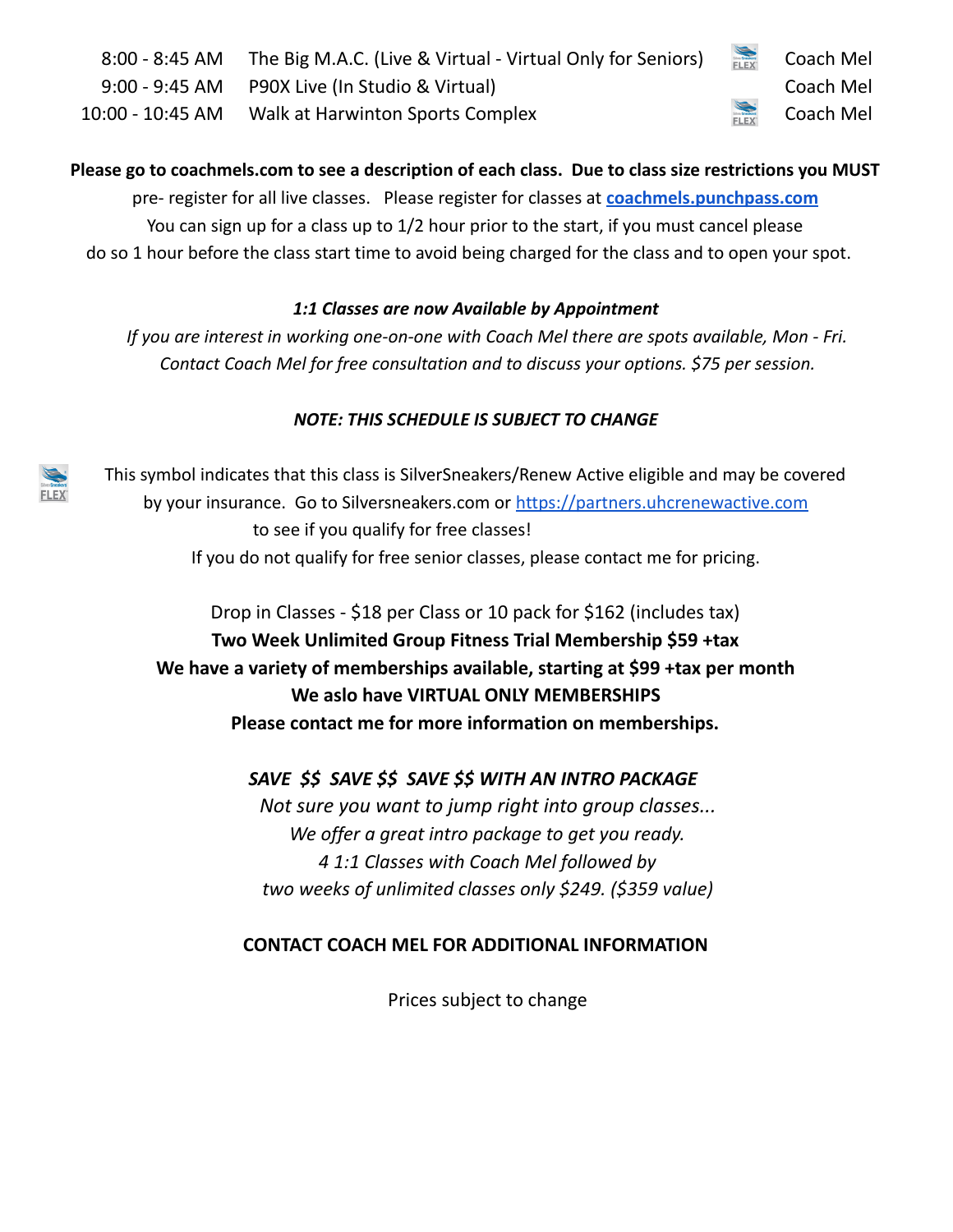| | | | |
|---|---|---|---|
| 8:00 - 8:45 AM | The Big M.A.C. (Live & Virtual - Virtual Only for Seniors) | FLEX | Coach Mel |
| 9:00 - 9:45 AM | P90X Live (In Studio & Virtual) | | Coach Mel |
| 10:00 - 10:45 AM | Walk at Harwinton Sports Complex | FLEX | Coach Mel |

**Please go to coachmels.com to see a description of each class. Due to class size restrictions you MUST** pre- register for all live classes. Please register for classes at **[coachmels.punchpass.com](coachmels.punchpass.com)**
You can sign up for a class up to 1/2 hour prior to the start, if you must cancel please do so 1 hour before the class start time to avoid being charged for the class and to open your spot.

***1:1 Classes are now Available by Appointment***

*If you are interest in working one-on-one with Coach Mel there are spots available, Mon - Fri. Contact Coach Mel for free consultation and to discuss your options. $75 per session.*

***NOTE: THIS SCHEDULE IS SUBJECT TO CHANGE***

FLEX This symbol indicates that this class is SilverSneakers/Renew Active eligible and may be covered by your insurance. Go to Silversneakers.com or [https://partners.uhcrenewactive.com](https://partners.uhcrenewactive.com) to see if you qualify for free classes!
If you do not qualify for free senior classes, please contact me for pricing.

Drop in Classes - $18 per Class or 10 pack for $162 (includes tax)
**Two Week Unlimited Group Fitness Trial Membership $59 +tax**
**We have a variety of memberships available, starting at $99 +tax per month**
**We aslo have VIRTUAL ONLY MEMBERSHIPS**
**Please contact me for more information on memberships.**

***SAVE $$ SAVE $$ SAVE $$ WITH AN INTRO PACKAGE***
*Not sure you want to jump right into group classes...*
*We offer a great intro package to get you ready.*
*4 1:1 Classes with Coach Mel followed by*
*two weeks of unlimited classes only $249. ($359 value)*

**CONTACT COACH MEL FOR ADDITIONAL INFORMATION**

Prices subject to change